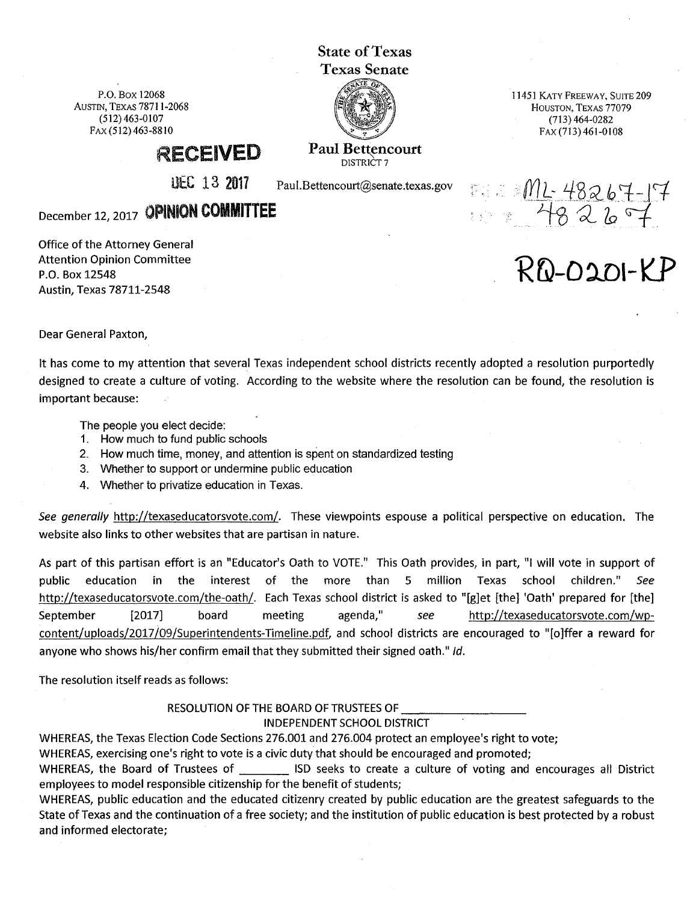State of Texas
Texas Senate

P.O. Box 12068
Austin, Texas 78711-2068
(512) 463-0107
Fax (512) 463-8810

**Paul Bettencourt**
District 7

Paul.Bettencourt@senate.texas.gov

11451 Katy Freeway, Suite 209
Houston, Texas 77079
(713) 464-0282
Fax (713) 461-0108

RECEIVED
DEC 13 2017
OPINION COMMITTEE

FILE # ML-48267-17
I.D. # 48267

RQ-0201-KP

December 12, 2017

Office of the Attorney General
Attention Opinion Committee
P.O. Box 12548
Austin, Texas 78711-2548

Dear General Paxton,

It has come to my attention that several Texas independent school districts recently adopted a resolution purportedly designed to create a culture of voting. According to the website where the resolution can be found, the resolution is important because:

> The people you elect decide:
> 1. How much to fund public schools
> 2. How much time, money, and attention is spent on standardized testing
> 3. Whether to support or undermine public education
> 4. Whether to privatize education in Texas.

*See generally* http://texaseducatorsvote.com/. These viewpoints espouse a political perspective on education. The website also links to other websites that are partisan in nature.

As part of this partisan effort is an "Educator's Oath to VOTE." This Oath provides, in part, "I will vote in support of public education in the interest of the more than 5 million Texas school children." *See* http://texaseducatorsvote.com/the-oath/. Each Texas school district is asked to "[g]et [the] 'Oath' prepared for [the] September [2017] board meeting agenda," *see* http://texaseducatorsvote.com/wp-content/uploads/2017/09/Superintendents-Timeline.pdf, and school districts are encouraged to "[o]ffer a reward for anyone who shows his/her confirm email that they submitted their signed oath." *Id.*

The resolution itself reads as follows:

RESOLUTION OF THE BOARD OF TRUSTEES OF ____________________
INDEPENDENT SCHOOL DISTRICT

WHEREAS, the Texas Election Code Sections 276.001 and 276.004 protect an employee's right to vote;

WHEREAS, exercising one's right to vote is a civic duty that should be encouraged and promoted;

WHEREAS, the Board of Trustees of ________ ISD seeks to create a culture of voting and encourages all District employees to model responsible citizenship for the benefit of students;

WHEREAS, public education and the educated citizenry created by public education are the greatest safeguards to the State of Texas and the continuation of a free society; and the institution of public education is best protected by a robust and informed electorate;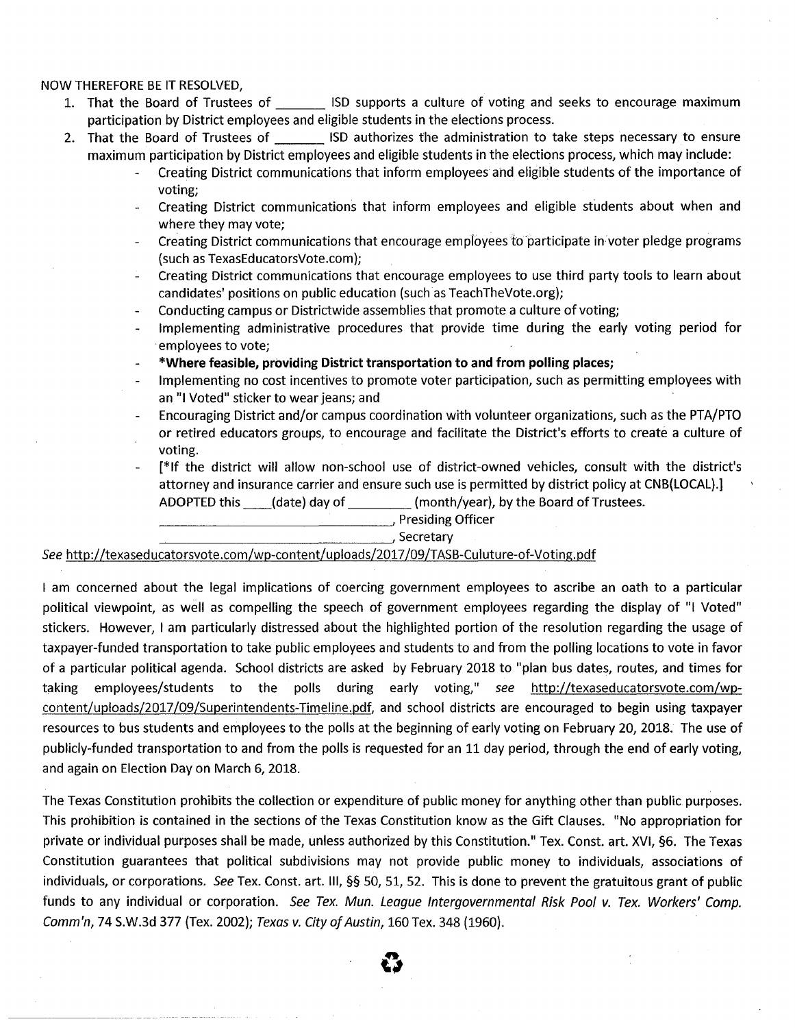NOW THEREFORE BE IT RESOLVED,

1. That the Board of Trustees of _______ ISD supports a culture of voting and seeks to encourage maximum participation by District employees and eligible students in the elections process.
2. That the Board of Trustees of _______ ISD authorizes the administration to take steps necessary to ensure maximum participation by District employees and eligible students in the elections process, which may include:
   - Creating District communications that inform employees and eligible students of the importance of voting;
   - Creating District communications that inform employees and eligible students about when and where they may vote;
   - Creating District communications that encourage employees to participate in voter pledge programs (such as TexasEducatorsVote.com);
   - Creating District communications that encourage employees to use third party tools to learn about candidates' positions on public education (such as TeachTheVote.org);
   - Conducting campus or Districtwide assemblies that promote a culture of voting;
   - Implementing administrative procedures that provide time during the early voting period for employees to vote;
   - **\*Where feasible, providing District transportation to and from polling places;**
   - Implementing no cost incentives to promote voter participation, such as permitting employees with an "I Voted" sticker to wear jeans; and
   - Encouraging District and/or campus coordination with volunteer organizations, such as the PTA/PTO or retired educators groups, to encourage and facilitate the District's efforts to create a culture of voting.
   - [*If the district will allow non-school use of district-owned vehicles, consult with the district's attorney and insurance carrier and ensure such use is permitted by district policy at CNB(LOCAL).]

   ADOPTED this ____(date) day of _________ (month/year), by the Board of Trustees.

   ________________________________, Presiding Officer

   ________________________________, Secretary

*See* http://texaseducatorsvote.com/wp-content/uploads/2017/09/TASB-Culuture-of-Voting.pdf

I am concerned about the legal implications of coercing government employees to ascribe an oath to a particular political viewpoint, as well as compelling the speech of government employees regarding the display of "I Voted" stickers. However, I am particularly distressed about the highlighted portion of the resolution regarding the usage of taxpayer-funded transportation to take public employees and students to and from the polling locations to vote in favor of a particular political agenda. School districts are asked by February 2018 to "plan bus dates, routes, and times for taking employees/students to the polls during early voting," *see* http://texaseducatorsvote.com/wp-content/uploads/2017/09/Superintendents-Timeline.pdf, and school districts are encouraged to begin using taxpayer resources to bus students and employees to the polls at the beginning of early voting on February 20, 2018. The use of publicly-funded transportation to and from the polls is requested for an 11 day period, through the end of early voting, and again on Election Day on March 6, 2018.

The Texas Constitution prohibits the collection or expenditure of public money for anything other than public purposes. This prohibition is contained in the sections of the Texas Constitution know as the Gift Clauses. "No appropriation for private or individual purposes shall be made, unless authorized by this Constitution." Tex. Const. art. XVI, §6. The Texas Constitution guarantees that political subdivisions may not provide public money to individuals, associations of individuals, or corporations. *See* Tex. Const. art. III, §§ 50, 51, 52. This is done to prevent the gratuitous grant of public funds to any individual or corporation. *See Tex. Mun. League Intergovernmental Risk Pool v. Tex. Workers' Comp. Comm'n*, 74 S.W.3d 377 (Tex. 2002); *Texas v. City of Austin*, 160 Tex. 348 (1960).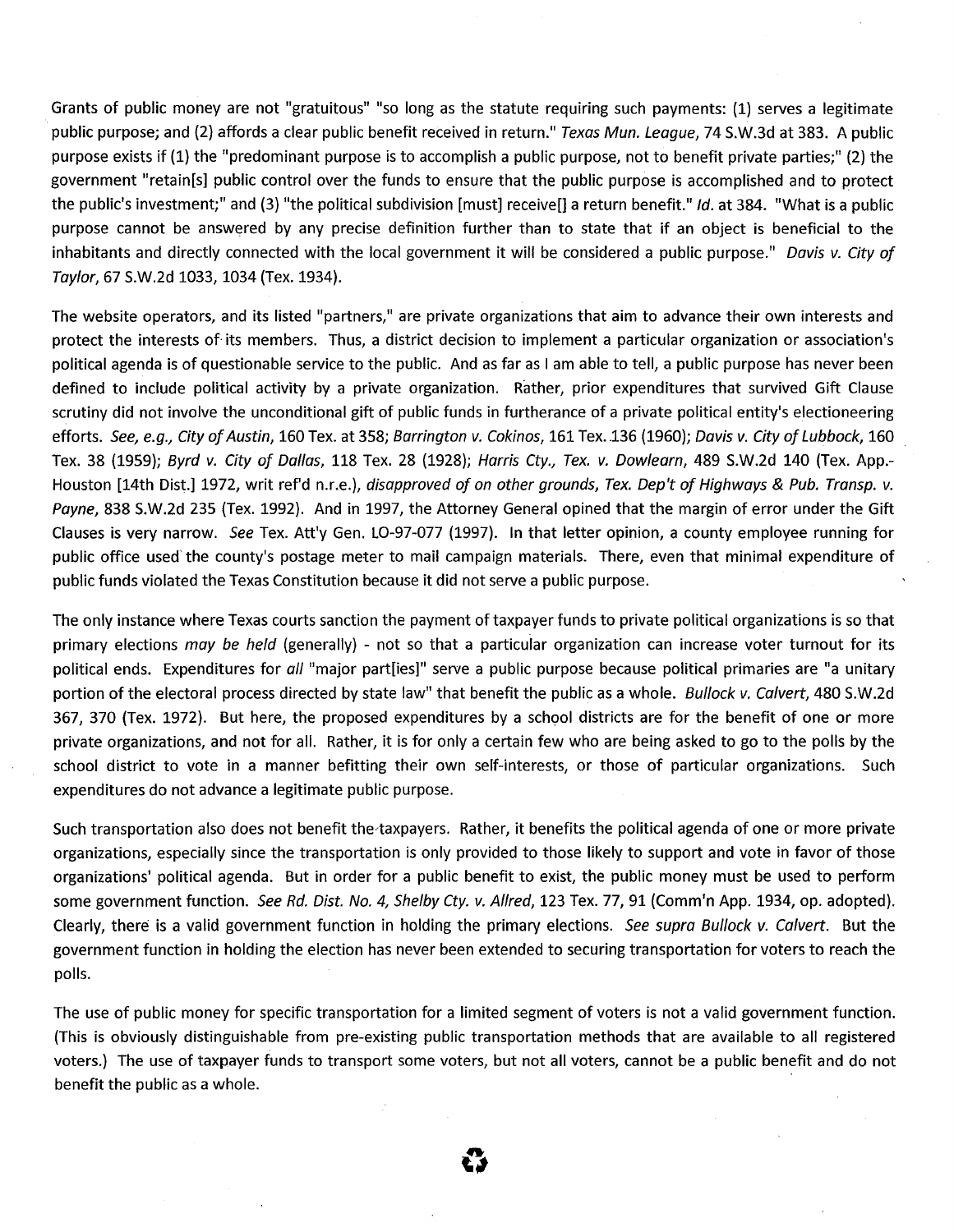Grants of public money are not "gratuitous" "so long as the statute requiring such payments: (1) serves a legitimate public purpose; and (2) affords a clear public benefit received in return." *Texas Mun. League*, 74 S.W.3d at 383. A public purpose exists if (1) the "predominant purpose is to accomplish a public purpose, not to benefit private parties;" (2) the government "retain[s] public control over the funds to ensure that the public purpose is accomplished and to protect the public's investment;" and (3) "the political subdivision [must] receive[] a return benefit." *Id.* at 384. "What is a public purpose cannot be answered by any precise definition further than to state that if an object is beneficial to the inhabitants and directly connected with the local government it will be considered a public purpose." *Davis v. City of Taylor*, 67 S.W.2d 1033, 1034 (Tex. 1934).

The website operators, and its listed "partners," are private organizations that aim to advance their own interests and protect the interests of its members. Thus, a district decision to implement a particular organization or association's political agenda is of questionable service to the public. And as far as I am able to tell, a public purpose has never been defined to include political activity by a private organization. Rather, prior expenditures that survived Gift Clause scrutiny did not involve the unconditional gift of public funds in furtherance of a private political entity's electioneering efforts. *See, e.g., City of Austin*, 160 Tex. at 358; *Barrington v. Cokinos*, 161 Tex. 136 (1960); *Davis v. City of Lubbock*, 160 Tex. 38 (1959); *Byrd v. City of Dallas*, 118 Tex. 28 (1928); *Harris Cty., Tex. v. Dowlearn*, 489 S.W.2d 140 (Tex. App.-Houston [14th Dist.] 1972, writ ref'd n.r.e.), *disapproved of on other grounds, Tex. Dep't of Highways & Pub. Transp. v. Payne*, 838 S.W.2d 235 (Tex. 1992). And in 1997, the Attorney General opined that the margin of error under the Gift Clauses is very narrow. *See* Tex. Att'y Gen. LO-97-077 (1997). In that letter opinion, a county employee running for public office used the county's postage meter to mail campaign materials. There, even that minimal expenditure of public funds violated the Texas Constitution because it did not serve a public purpose.

The only instance where Texas courts sanction the payment of taxpayer funds to private political organizations is so that primary elections *may be held* (generally) - not so that a particular organization can increase voter turnout for its political ends. Expenditures for *all* "major part[ies]" serve a public purpose because political primaries are "a unitary portion of the electoral process directed by state law" that benefit the public as a whole. *Bullock v. Calvert*, 480 S.W.2d 367, 370 (Tex. 1972). But here, the proposed expenditures by a school districts are for the benefit of one or more private organizations, and not for all. Rather, it is for only a certain few who are being asked to go to the polls by the school district to vote in a manner befitting their own self-interests, or those of particular organizations. Such expenditures do not advance a legitimate public purpose.

Such transportation also does not benefit the taxpayers. Rather, it benefits the political agenda of one or more private organizations, especially since the transportation is only provided to those likely to support and vote in favor of those organizations' political agenda. But in order for a public benefit to exist, the public money must be used to perform some government function. *See Rd. Dist. No. 4, Shelby Cty. v. Allred*, 123 Tex. 77, 91 (Comm'n App. 1934, op. adopted). Clearly, there is a valid government function in holding the primary elections. *See supra Bullock v. Calvert*. But the government function in holding the election has never been extended to securing transportation for voters to reach the polls.

The use of public money for specific transportation for a limited segment of voters is not a valid government function. (This is obviously distinguishable from pre-existing public transportation methods that are available to all registered voters.) The use of taxpayer funds to transport some voters, but not all voters, cannot be a public benefit and do not benefit the public as a whole.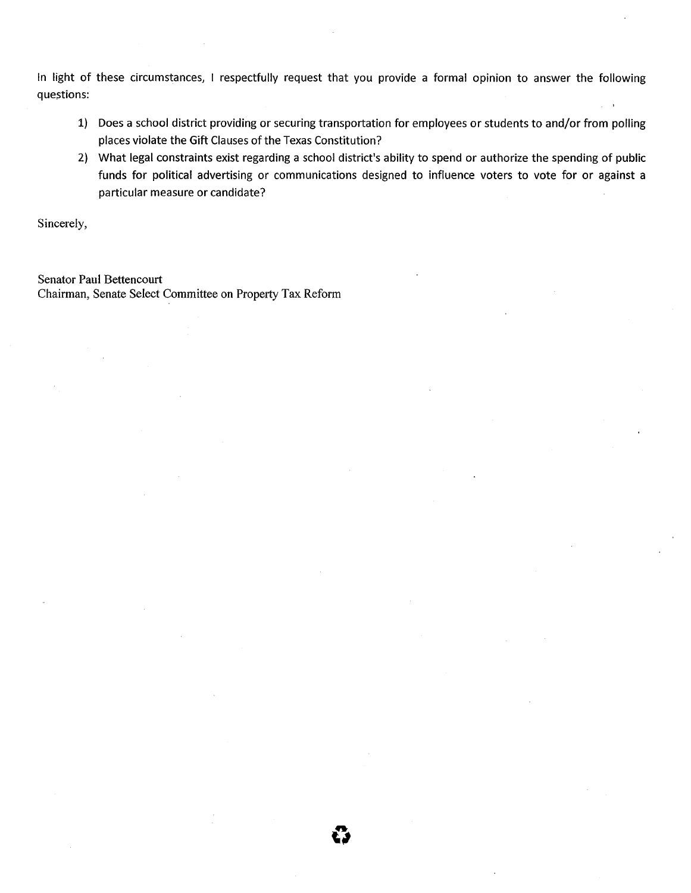In light of these circumstances, I respectfully request that you provide a formal opinion to answer the following questions:

1) Does a school district providing or securing transportation for employees or students to and/or from polling places violate the Gift Clauses of the Texas Constitution?
2) What legal constraints exist regarding a school district's ability to spend or authorize the spending of public funds for political advertising or communications designed to influence voters to vote for or against a particular measure or candidate?

Sincerely,

Senator Paul Bettencourt
Chairman, Senate Select Committee on Property Tax Reform